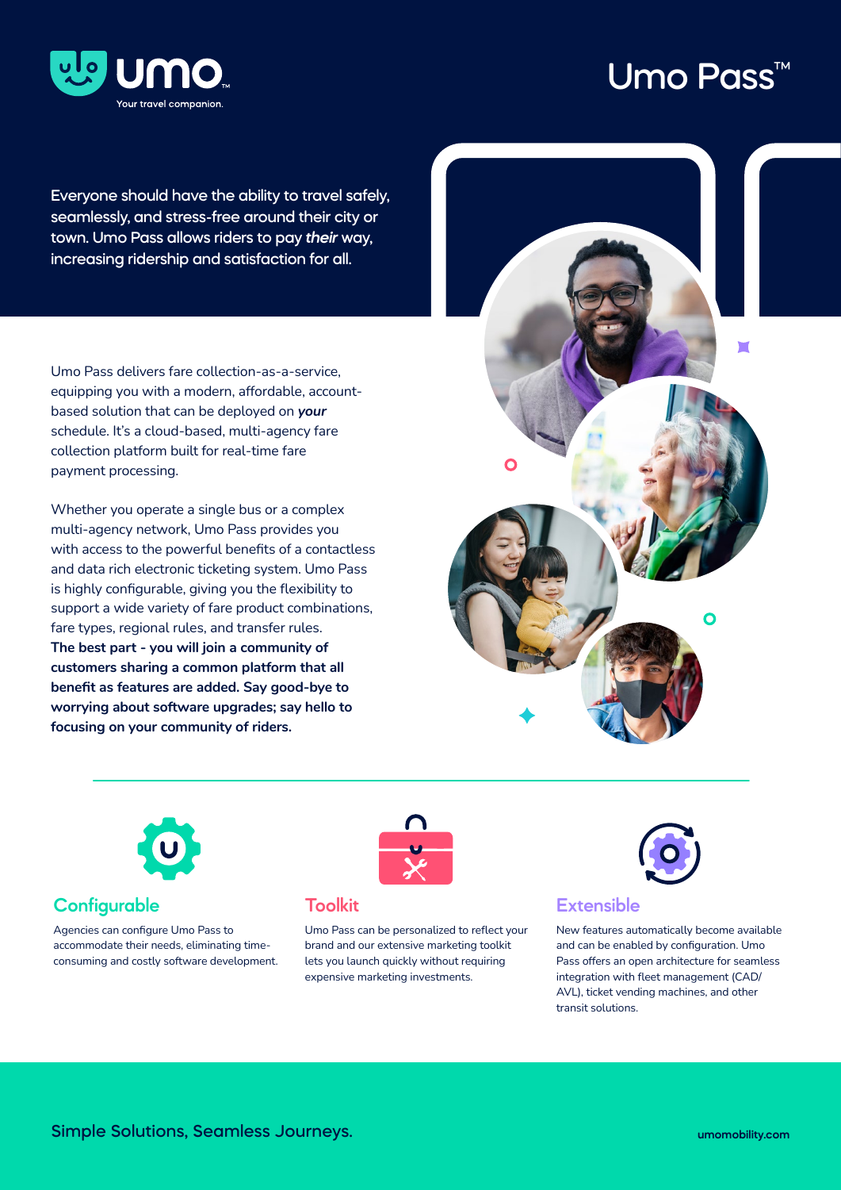umo

Your travel companion.

# Umo Pass™

Everyone should have the ability to travel safely, seamlessly, and stress-free around their city or town. Umo Pass allows riders to pay ***their*** way, increasing ridership and satisfaction for all.

Umo Pass delivers fare collection-as-a-service, equipping you with a modern, affordable, account-based solution that can be deployed on ***your*** schedule. It's a cloud-based, multi-agency fare collection platform built for real-time fare payment processing.

Whether you operate a single bus or a complex multi-agency network, Umo Pass provides you with access to the powerful benefits of a contactless and data rich electronic ticketing system. Umo Pass is highly configurable, giving you the flexibility to support a wide variety of fare product combinations, fare types, regional rules, and transfer rules. **The best part - you will join a community of customers sharing a common platform that all benefit as features are added. Say good-bye to worrying about software upgrades; say hello to focusing on your community of riders.**

## Configurable

Agencies can configure Umo Pass to accommodate their needs, eliminating time-consuming and costly software development.

## Toolkit

Umo Pass can be personalized to reflect your brand and our extensive marketing toolkit lets you launch quickly without requiring expensive marketing investments.

## Extensible

New features automatically become available and can be enabled by configuration. Umo Pass offers an open architecture for seamless integration with fleet management (CAD/AVL), ticket vending machines, and other transit solutions.

Simple Solutions, Seamless Journeys.

umomobility.com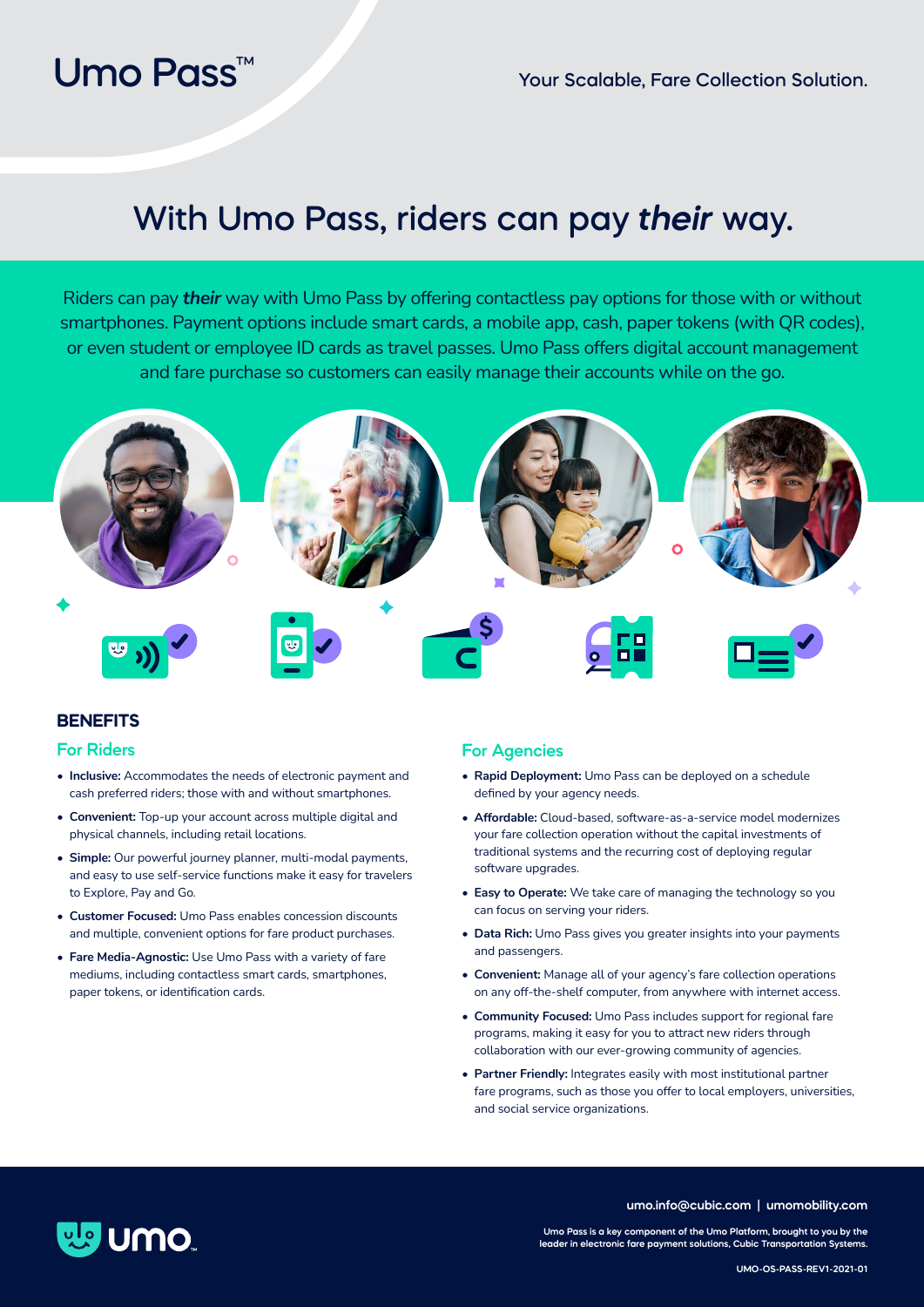# Umo Pass™

Your Scalable, Fare Collection Solution.

## With Umo Pass, riders can pay *their* way.

Riders can pay ***their*** way with Umo Pass by offering contactless pay options for those with or without smartphones. Payment options include smart cards, a mobile app, cash, paper tokens (with QR codes), or even student or employee ID cards as travel passes. Umo Pass offers digital account management and fare purchase so customers can easily manage their accounts while on the go.

## BENEFITS

### For Riders

- **Inclusive:** Accommodates the needs of electronic payment and cash preferred riders; those with and without smartphones.
- **Convenient:** Top-up your account across multiple digital and physical channels, including retail locations.
- **Simple:** Our powerful journey planner, multi-modal payments, and easy to use self-service functions make it easy for travelers to Explore, Pay and Go.
- **Customer Focused:** Umo Pass enables concession discounts and multiple, convenient options for fare product purchases.
- **Fare Media-Agnostic:** Use Umo Pass with a variety of fare mediums, including contactless smart cards, smartphones, paper tokens, or identification cards.

### For Agencies

- **Rapid Deployment:** Umo Pass can be deployed on a schedule defined by your agency needs.
- **Affordable:** Cloud-based, software-as-a-service model modernizes your fare collection operation without the capital investments of traditional systems and the recurring cost of deploying regular software upgrades.
- **Easy to Operate:** We take care of managing the technology so you can focus on serving your riders.
- **Data Rich:** Umo Pass gives you greater insights into your payments and passengers.
- **Convenient:** Manage all of your agency's fare collection operations on any off-the-shelf computer, from anywhere with internet access.
- **Community Focused:** Umo Pass includes support for regional fare programs, making it easy for you to attract new riders through collaboration with our ever-growing community of agencies.
- **Partner Friendly:** Integrates easily with most institutional partner fare programs, such as those you offer to local employers, universities, and social service organizations.

umo.info@cubic.com | umomobility.com

Umo Pass is a key component of the Umo Platform, brought to you by the leader in electronic fare payment solutions, Cubic Transportation Systems.

UMO-OS-PASS-REV1-2021-01